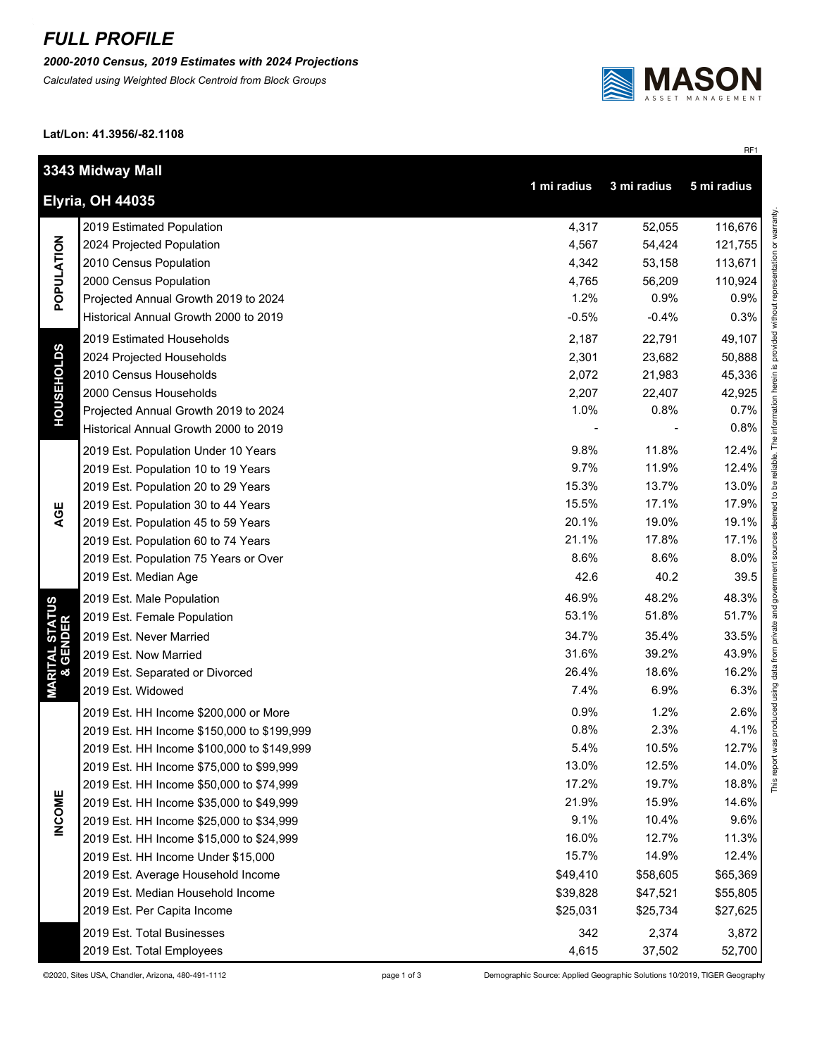# FULL PROFILE

***2000-2010 Census, 2019 Estimates with 2024 Projections***

*Calculated using Weighted Block Centroid from Block Groups*

**Lat/Lon: 41.3956/-82.1108**

RF1

**3343 Midway Mall**

**Elyria, OH 44035**

| | | 1 mi radius | 3 mi radius | 5 mi radius |
|---|---|---|---|---|
| **POPULATION** | 2019 Estimated Population | 4,317 | 52,055 | 116,676 |
| | 2024 Projected Population | 4,567 | 54,424 | 121,755 |
| | 2010 Census Population | 4,342 | 53,158 | 113,671 |
| | 2000 Census Population | 4,765 | 56,209 | 110,924 |
| | Projected Annual Growth 2019 to 2024 | 1.2% | 0.9% | 0.9% |
| | Historical Annual Growth 2000 to 2019 | -0.5% | -0.4% | 0.3% |
| **HOUSEHOLDS** | 2019 Estimated Households | 2,187 | 22,791 | 49,107 |
| | 2024 Projected Households | 2,301 | 23,682 | 50,888 |
| | 2010 Census Households | 2,072 | 21,983 | 45,336 |
| | 2000 Census Households | 2,207 | 22,407 | 42,925 |
| | Projected Annual Growth 2019 to 2024 | 1.0% | 0.8% | 0.7% |
| | Historical Annual Growth 2000 to 2019 | - | - | 0.8% |
| **AGE** | 2019 Est. Population Under 10 Years | 9.8% | 11.8% | 12.4% |
| | 2019 Est. Population 10 to 19 Years | 9.7% | 11.9% | 12.4% |
| | 2019 Est. Population 20 to 29 Years | 15.3% | 13.7% | 13.0% |
| | 2019 Est. Population 30 to 44 Years | 15.5% | 17.1% | 17.9% |
| | 2019 Est. Population 45 to 59 Years | 20.1% | 19.0% | 19.1% |
| | 2019 Est. Population 60 to 74 Years | 21.1% | 17.8% | 17.1% |
| | 2019 Est. Population 75 Years or Over | 8.6% | 8.6% | 8.0% |
| | 2019 Est. Median Age | 42.6 | 40.2 | 39.5 |
| **MARITAL STATUS & GENDER** | 2019 Est. Male Population | 46.9% | 48.2% | 48.3% |
| | 2019 Est. Female Population | 53.1% | 51.8% | 51.7% |
| | 2019 Est. Never Married | 34.7% | 35.4% | 33.5% |
| | 2019 Est. Now Married | 31.6% | 39.2% | 43.9% |
| | 2019 Est. Separated or Divorced | 26.4% | 18.6% | 16.2% |
| | 2019 Est. Widowed | 7.4% | 6.9% | 6.3% |
| **INCOME** | 2019 Est. HH Income $200,000 or More | 0.9% | 1.2% | 2.6% |
| | 2019 Est. HH Income $150,000 to $199,999 | 0.8% | 2.3% | 4.1% |
| | 2019 Est. HH Income $100,000 to $149,999 | 5.4% | 10.5% | 12.7% |
| | 2019 Est. HH Income $75,000 to $99,999 | 13.0% | 12.5% | 14.0% |
| | 2019 Est. HH Income $50,000 to $74,999 | 17.2% | 19.7% | 18.8% |
| | 2019 Est. HH Income $35,000 to $49,999 | 21.9% | 15.9% | 14.6% |
| | 2019 Est. HH Income $25,000 to $34,999 | 9.1% | 10.4% | 9.6% |
| | 2019 Est. HH Income $15,000 to $24,999 | 16.0% | 12.7% | 11.3% |
| | 2019 Est. HH Income Under $15,000 | 15.7% | 14.9% | 12.4% |
| | 2019 Est. Average Household Income | $49,410 | $58,605 | $65,369 |
| | 2019 Est. Median Household Income | $39,828 | $47,521 | $55,805 |
| | 2019 Est. Per Capita Income | $25,031 | $25,734 | $27,625 |
| | 2019 Est. Total Businesses | 342 | 2,374 | 3,872 |
| | 2019 Est. Total Employees | 4,615 | 37,502 | 52,700 |

This report was produced using data from private and government sources deemed to be reliable. The information herein is provided without representation or warranty.

©2020, Sites USA, Chandler, Arizona, 480-491-1112

Demographic Source: Applied Geographic Solutions 10/2019, TIGER Geography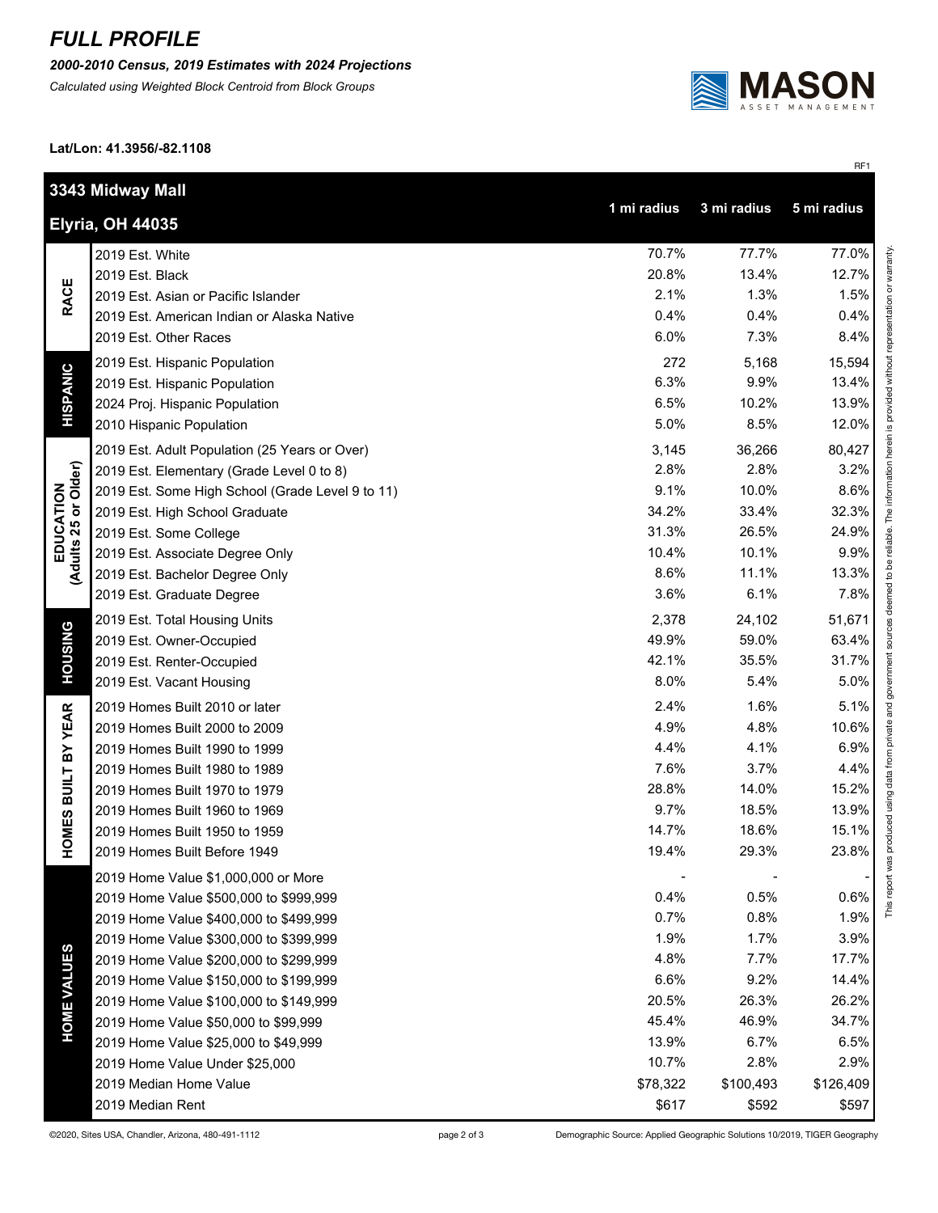# *FULL PROFILE*

***2000-2010 Census, 2019 Estimates with 2024 Projections***

*Calculated using Weighted Block Centroid from Block Groups*

**Lat/Lon: 41.3956/-82.1108**

RF1

| **3343 Midway Mall**<br>**Elyria, OH 44035** | | **1 mi radius** | **3 mi radius** | **5 mi radius** |
|---|---|---|---|---|
| **RACE** | 2019 Est. White | 70.7% | 77.7% | 77.0% |
| | 2019 Est. Black | 20.8% | 13.4% | 12.7% |
| | 2019 Est. Asian or Pacific Islander | 2.1% | 1.3% | 1.5% |
| | 2019 Est. American Indian or Alaska Native | 0.4% | 0.4% | 0.4% |
| | 2019 Est. Other Races | 6.0% | 7.3% | 8.4% |
| **HISPANIC** | 2019 Est. Hispanic Population | 272 | 5,168 | 15,594 |
| | 2019 Est. Hispanic Population | 6.3% | 9.9% | 13.4% |
| | 2024 Proj. Hispanic Population | 6.5% | 10.2% | 13.9% |
| | 2010 Hispanic Population | 5.0% | 8.5% | 12.0% |
| **EDUCATION (Adults 25 or Older)** | 2019 Est. Adult Population (25 Years or Over) | 3,145 | 36,266 | 80,427 |
| | 2019 Est. Elementary (Grade Level 0 to 8) | 2.8% | 2.8% | 3.2% |
| | 2019 Est. Some High School (Grade Level 9 to 11) | 9.1% | 10.0% | 8.6% |
| | 2019 Est. High School Graduate | 34.2% | 33.4% | 32.3% |
| | 2019 Est. Some College | 31.3% | 26.5% | 24.9% |
| | 2019 Est. Associate Degree Only | 10.4% | 10.1% | 9.9% |
| | 2019 Est. Bachelor Degree Only | 8.6% | 11.1% | 13.3% |
| | 2019 Est. Graduate Degree | 3.6% | 6.1% | 7.8% |
| **HOUSING** | 2019 Est. Total Housing Units | 2,378 | 24,102 | 51,671 |
| | 2019 Est. Owner-Occupied | 49.9% | 59.0% | 63.4% |
| | 2019 Est. Renter-Occupied | 42.1% | 35.5% | 31.7% |
| | 2019 Est. Vacant Housing | 8.0% | 5.4% | 5.0% |
| **HOMES BUILT BY YEAR** | 2019 Homes Built 2010 or later | 2.4% | 1.6% | 5.1% |
| | 2019 Homes Built 2000 to 2009 | 4.9% | 4.8% | 10.6% |
| | 2019 Homes Built 1990 to 1999 | 4.4% | 4.1% | 6.9% |
| | 2019 Homes Built 1980 to 1989 | 7.6% | 3.7% | 4.4% |
| | 2019 Homes Built 1970 to 1979 | 28.8% | 14.0% | 15.2% |
| | 2019 Homes Built 1960 to 1969 | 9.7% | 18.5% | 13.9% |
| | 2019 Homes Built 1950 to 1959 | 14.7% | 18.6% | 15.1% |
| | 2019 Homes Built Before 1949 | 19.4% | 29.3% | 23.8% |
| **HOME VALUES** | 2019 Home Value $1,000,000 or More | - | - | - |
| | 2019 Home Value $500,000 to $999,999 | 0.4% | 0.5% | 0.6% |
| | 2019 Home Value $400,000 to $499,999 | 0.7% | 0.8% | 1.9% |
| | 2019 Home Value $300,000 to $399,999 | 1.9% | 1.7% | 3.9% |
| | 2019 Home Value $200,000 to $299,999 | 4.8% | 7.7% | 17.7% |
| | 2019 Home Value $150,000 to $199,999 | 6.6% | 9.2% | 14.4% |
| | 2019 Home Value $100,000 to $149,999 | 20.5% | 26.3% | 26.2% |
| | 2019 Home Value $50,000 to $99,999 | 45.4% | 46.9% | 34.7% |
| | 2019 Home Value $25,000 to $49,999 | 13.9% | 6.7% | 6.5% |
| | 2019 Home Value Under $25,000 | 10.7% | 2.8% | 2.9% |
| | 2019 Median Home Value | $78,322 | $100,493 | $126,409 |
| | 2019 Median Rent | $617 | $592 | $597 |

This report was produced using data from private and government sources deemed to be reliable. The information herein is provided without representation or warranty.

©2020, Sites USA, Chandler, Arizona, 480-491-1112

Demographic Source: Applied Geographic Solutions 10/2019, TIGER Geography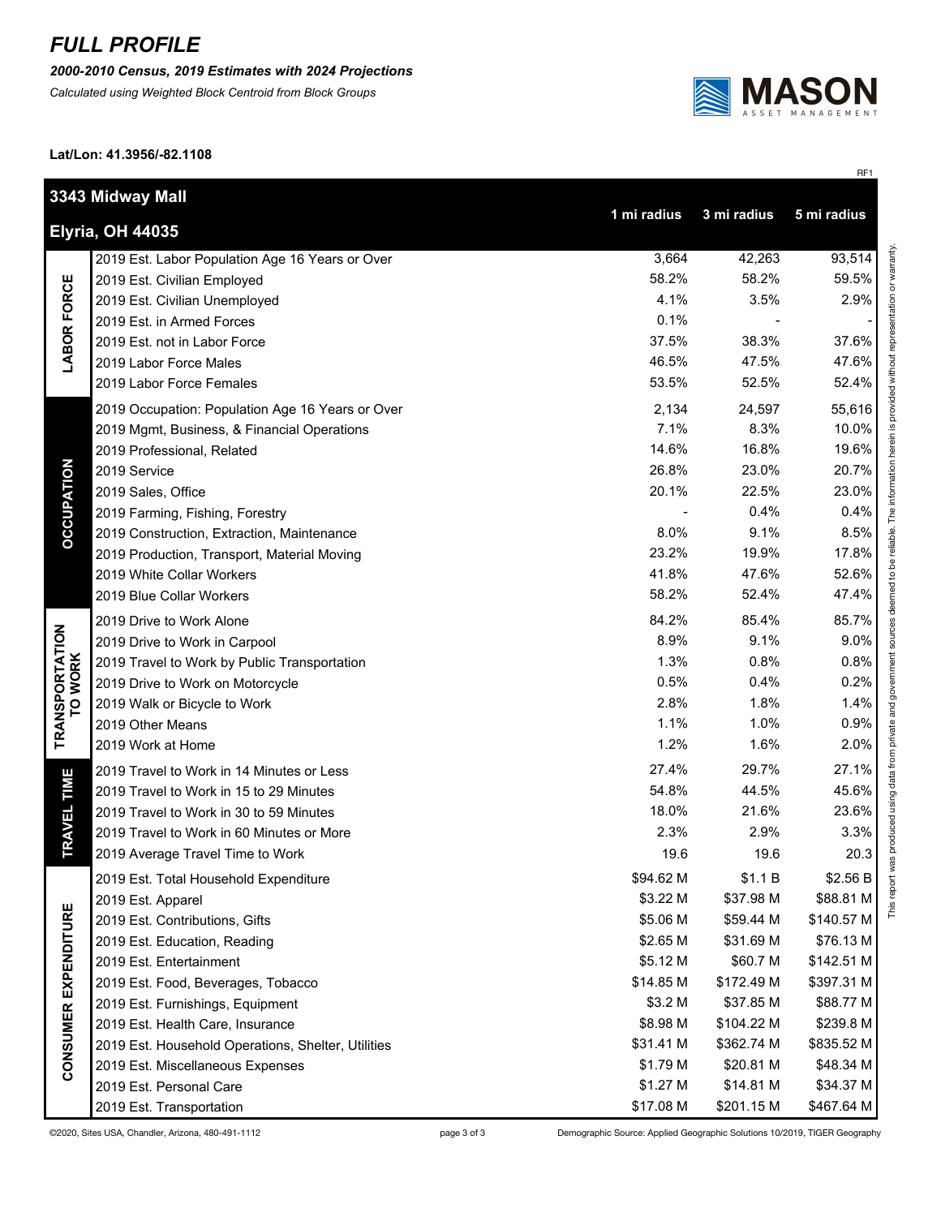# *FULL PROFILE*

***2000-2010 Census, 2019 Estimates with 2024 Projections***

*Calculated using Weighted Block Centroid from Block Groups*

**Lat/Lon: 41.3956/-82.1108**

RF1

| **3343 Midway Mall Elyria, OH 44035** | | **1 mi radius** | **3 mi radius** | **5 mi radius** |
|---|---|---|---|---|
| **LABOR FORCE** | 2019 Est. Labor Population Age 16 Years or Over | 3,664 | 42,263 | 93,514 |
| | 2019 Est. Civilian Employed | 58.2% | 58.2% | 59.5% |
| | 2019 Est. Civilian Unemployed | 4.1% | 3.5% | 2.9% |
| | 2019 Est. in Armed Forces | 0.1% | - | - |
| | 2019 Est. not in Labor Force | 37.5% | 38.3% | 37.6% |
| | 2019 Labor Force Males | 46.5% | 47.5% | 47.6% |
| | 2019 Labor Force Females | 53.5% | 52.5% | 52.4% |
| **OCCUPATION** | 2019 Occupation: Population Age 16 Years or Over | 2,134 | 24,597 | 55,616 |
| | 2019 Mgmt, Business, & Financial Operations | 7.1% | 8.3% | 10.0% |
| | 2019 Professional, Related | 14.6% | 16.8% | 19.6% |
| | 2019 Service | 26.8% | 23.0% | 20.7% |
| | 2019 Sales, Office | 20.1% | 22.5% | 23.0% |
| | 2019 Farming, Fishing, Forestry | - | 0.4% | 0.4% |
| | 2019 Construction, Extraction, Maintenance | 8.0% | 9.1% | 8.5% |
| | 2019 Production, Transport, Material Moving | 23.2% | 19.9% | 17.8% |
| | 2019 White Collar Workers | 41.8% | 47.6% | 52.6% |
| | 2019 Blue Collar Workers | 58.2% | 52.4% | 47.4% |
| **TRANSPORTATION TO WORK** | 2019 Drive to Work Alone | 84.2% | 85.4% | 85.7% |
| | 2019 Drive to Work in Carpool | 8.9% | 9.1% | 9.0% |
| | 2019 Travel to Work by Public Transportation | 1.3% | 0.8% | 0.8% |
| | 2019 Drive to Work on Motorcycle | 0.5% | 0.4% | 0.2% |
| | 2019 Walk or Bicycle to Work | 2.8% | 1.8% | 1.4% |
| | 2019 Other Means | 1.1% | 1.0% | 0.9% |
| | 2019 Work at Home | 1.2% | 1.6% | 2.0% |
| **TRAVEL TIME** | 2019 Travel to Work in 14 Minutes or Less | 27.4% | 29.7% | 27.1% |
| | 2019 Travel to Work in 15 to 29 Minutes | 54.8% | 44.5% | 45.6% |
| | 2019 Travel to Work in 30 to 59 Minutes | 18.0% | 21.6% | 23.6% |
| | 2019 Travel to Work in 60 Minutes or More | 2.3% | 2.9% | 3.3% |
| | 2019 Average Travel Time to Work | 19.6 | 19.6 | 20.3 |
| **CONSUMER EXPENDITURE** | 2019 Est. Total Household Expenditure | $94.62 M | $1.1 B | $2.56 B |
| | 2019 Est. Apparel | $3.22 M | $37.98 M | $88.81 M |
| | 2019 Est. Contributions, Gifts | $5.06 M | $59.44 M | $140.57 M |
| | 2019 Est. Education, Reading | $2.65 M | $31.69 M | $76.13 M |
| | 2019 Est. Entertainment | $5.12 M | $60.7 M | $142.51 M |
| | 2019 Est. Food, Beverages, Tobacco | $14.85 M | $172.49 M | $397.31 M |
| | 2019 Est. Furnishings, Equipment | $3.2 M | $37.85 M | $88.77 M |
| | 2019 Est. Health Care, Insurance | $8.98 M | $104.22 M | $239.8 M |
| | 2019 Est. Household Operations, Shelter, Utilities | $31.41 M | $362.74 M | $835.52 M |
| | 2019 Est. Miscellaneous Expenses | $1.79 M | $20.81 M | $48.34 M |
| | 2019 Est. Personal Care | $1.27 M | $14.81 M | $34.37 M |
| | 2019 Est. Transportation | $17.08 M | $201.15 M | $467.64 M |

This report was produced using data from private and government sources deemed to be reliable. The information herein is provided without representation or warranty.

©2020, Sites USA, Chandler, Arizona, 480-491-1112

Demographic Source: Applied Geographic Solutions 10/2019, TIGER Geography